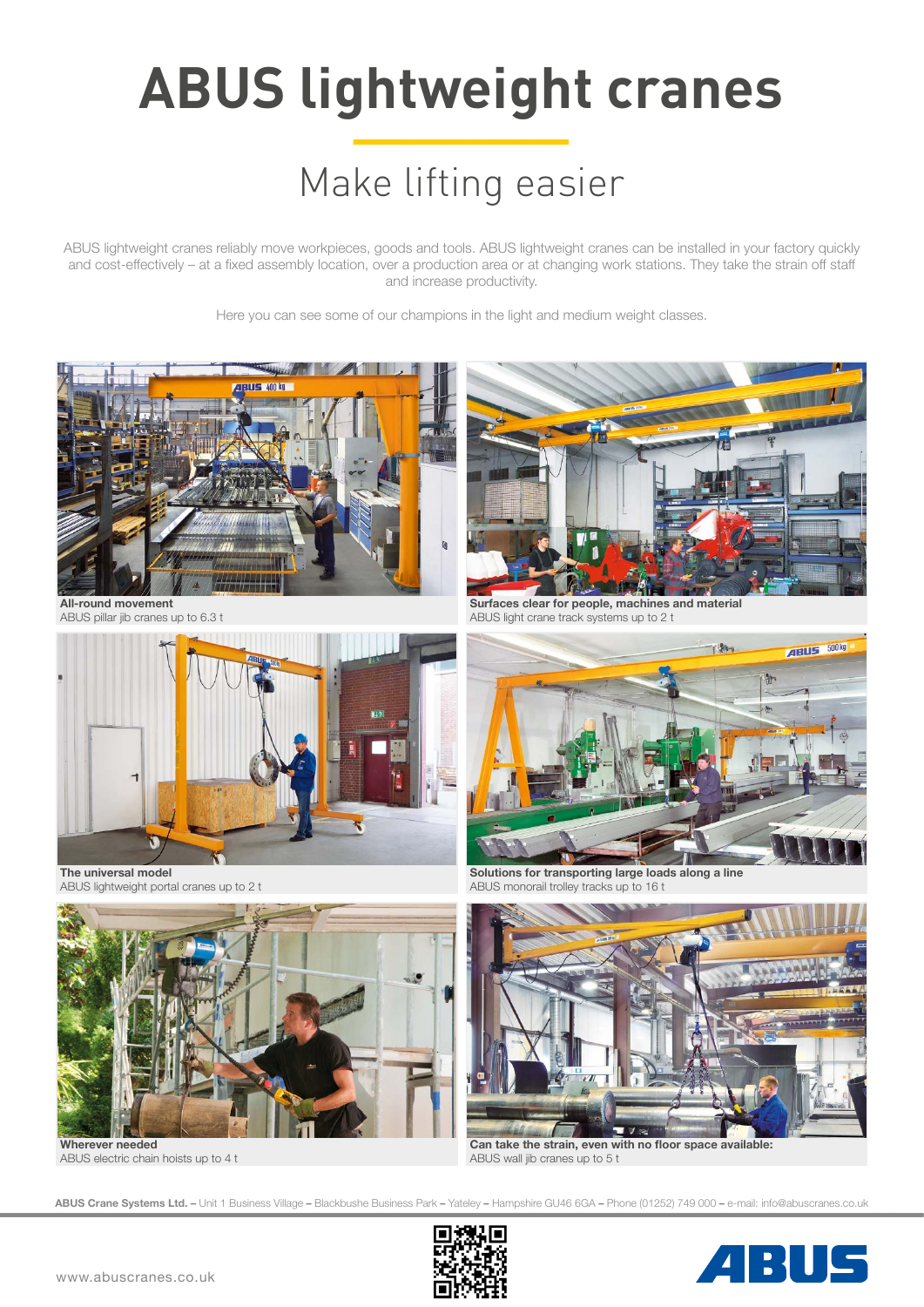# ABUS lightweight cranes

## Make lifting easier

ABUS lightweight cranes reliably move workpieces, goods and tools. ABUS lightweight cranes can be installed in your factory quickly and cost-effectively – at a fixed assembly location, over a production area or at changing work stations. They take the strain off staff and increase productivity.

Here you can see some of our champions in the light and medium weight classes.

**All-round movement**
ABUS pillar jib cranes up to 6.3 t

**Surfaces clear for people, machines and material**
ABUS light crane track systems up to 2 t

**The universal model**
ABUS lightweight portal cranes up to 2 t

**Solutions for transporting large loads along a line**
ABUS monorail trolley tracks up to 16 t

**Wherever needed**
ABUS electric chain hoists up to 4 t

**Can take the strain, even with no floor space available:**
ABUS wall jib cranes up to 5 t

**ABUS Crane Systems Ltd.** – Unit 1 Business Village – Blackbushe Business Park – Yateley – Hampshire GU46 6GA – Phone (01252) 749 000 – e-mail: info@abuscranes.co.uk

www.abuscranes.co.uk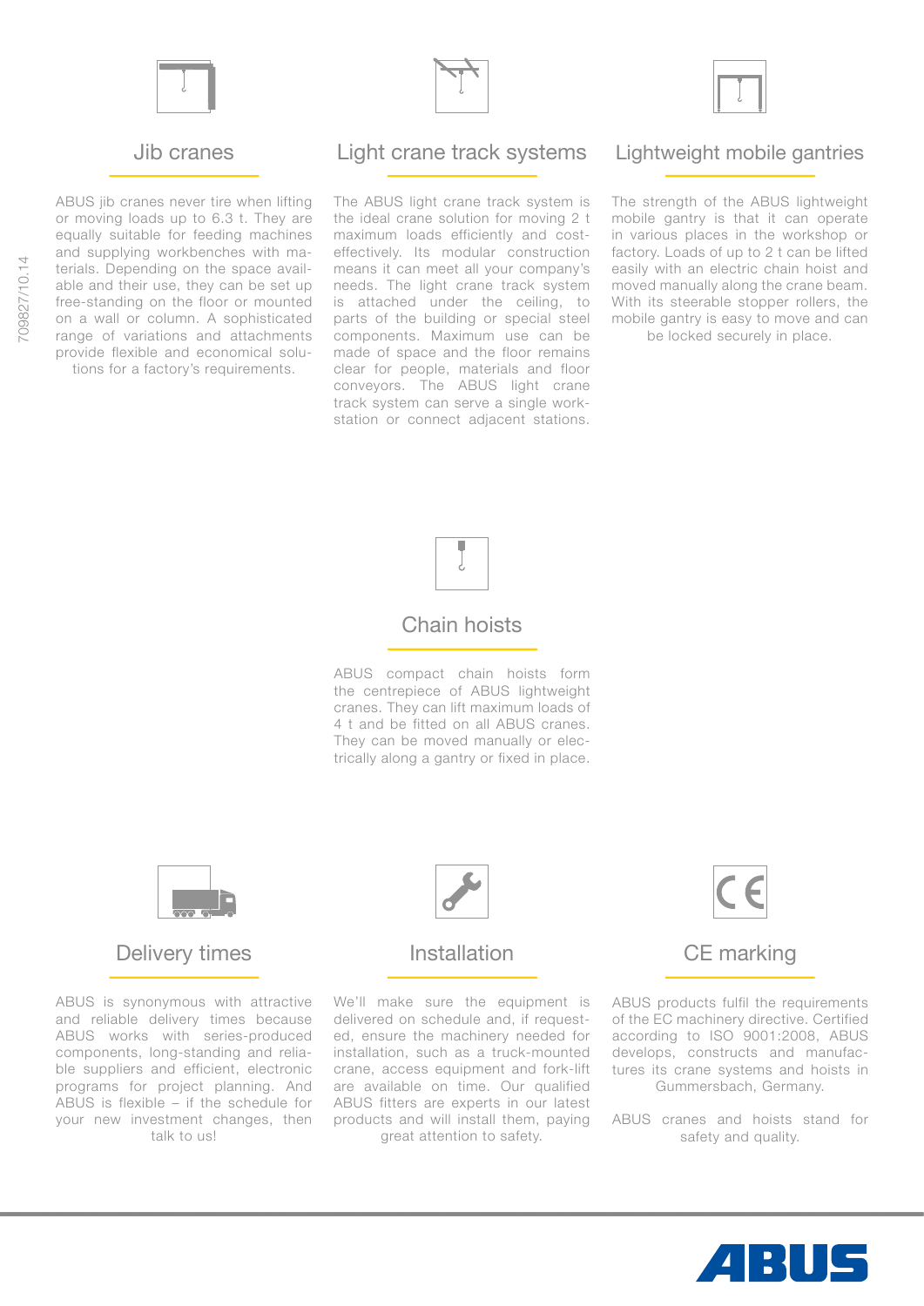## Jib cranes

ABUS jib cranes never tire when lifting or moving loads up to 6.3 t. They are equally suitable for feeding machines and supplying workbenches with materials. Depending on the space available and their use, they can be set up free-standing on the floor or mounted on a wall or column. A sophisticated range of variations and attachments provide flexible and economical solutions for a factory's requirements.

## Light crane track systems

The ABUS light crane track system is the ideal crane solution for moving 2 t maximum loads efficiently and cost-effectively. Its modular construction means it can meet all your company's needs. The light crane track system is attached under the ceiling, to parts of the building or special steel components. Maximum use can be made of space and the floor remains clear for people, materials and floor conveyors. The ABUS light crane track system can serve a single workstation or connect adjacent stations.

## Lightweight mobile gantries

The strength of the ABUS lightweight mobile gantry is that it can operate in various places in the workshop or factory. Loads of up to 2 t can be lifted easily with an electric chain hoist and moved manually along the crane beam. With its steerable stopper rollers, the mobile gantry is easy to move and can be locked securely in place.

## Chain hoists

ABUS compact chain hoists form the centrepiece of ABUS lightweight cranes. They can lift maximum loads of 4 t and be fitted on all ABUS cranes. They can be moved manually or electrically along a gantry or fixed in place.

## Delivery times

ABUS is synonymous with attractive and reliable delivery times because ABUS works with series-produced components, long-standing and reliable suppliers and efficient, electronic programs for project planning. And ABUS is flexible – if the schedule for your new investment changes, then talk to us!

## Installation

We'll make sure the equipment is delivered on schedule and, if requested, ensure the machinery needed for installation, such as a truck-mounted crane, access equipment and fork-lift are available on time. Our qualified ABUS fitters are experts in our latest products and will install them, paying great attention to safety.

## CE marking

ABUS products fulfil the requirements of the EC machinery directive. Certified according to ISO 9001:2008, ABUS develops, constructs and manufactures its crane systems and hoists in Gummersbach, Germany.

ABUS cranes and hoists stand for safety and quality.

709827/10.14

ABUS